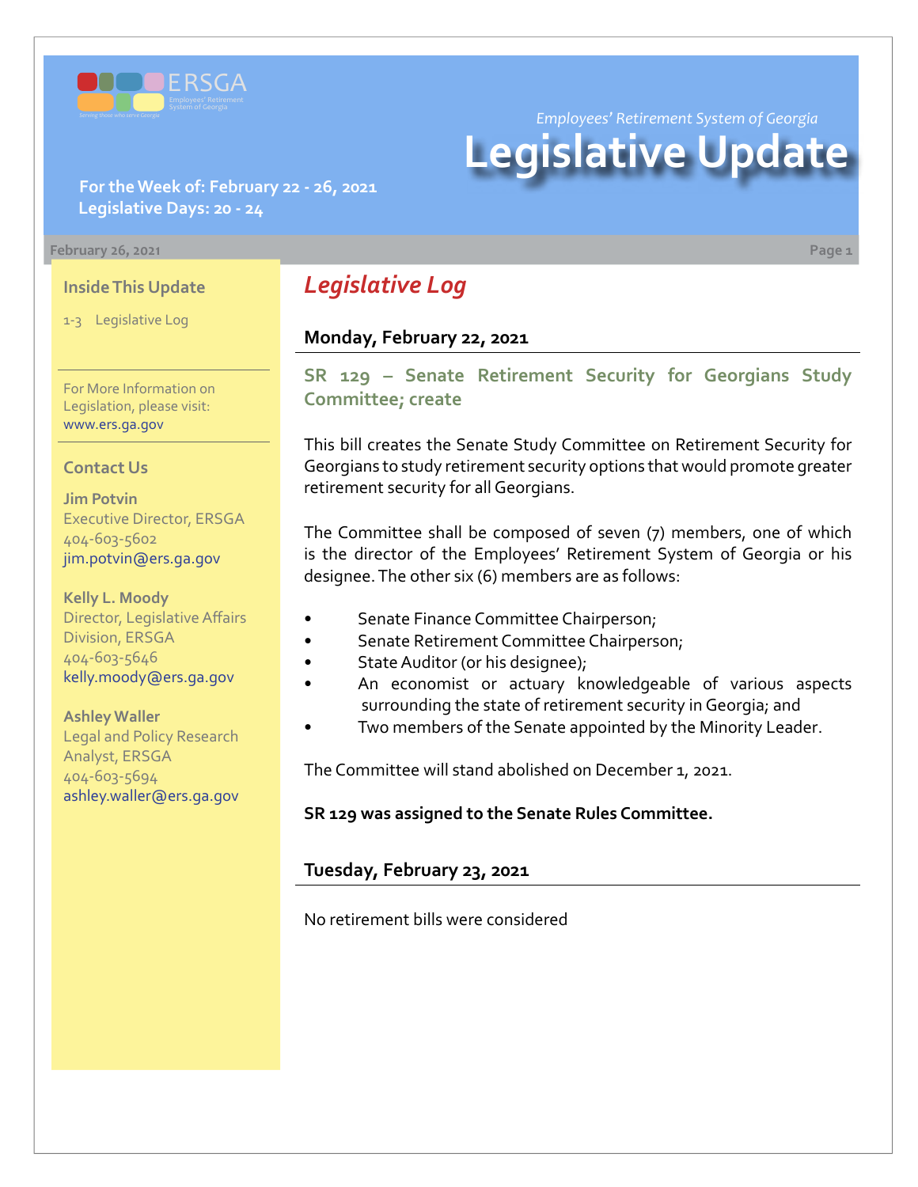Employees' Retirement System of Georgia

# Legislative Update

**For the Week of: February 22 - 26, 2021**
**Legislative Days: 20 - 24**

February 26, 2021

### Inside This Update

1-3 Legislative Log

For More Information on Legislation, please visit: www.ers.ga.gov

### Contact Us

**Jim Potvin**
Executive Director, ERSGA
404-603-5602
jim.potvin@ers.ga.gov

**Kelly L. Moody**
Director, Legislative Affairs Division, ERSGA
404-603-5646
kelly.moody@ers.ga.gov

**Ashley Waller**
Legal and Policy Research Analyst, ERSGA
404-603-5694
ashley.waller@ers.ga.gov

## *Legislative Log*

### Monday, February 22, 2021

#### SR 129 – Senate Retirement Security for Georgians Study Committee; create

This bill creates the Senate Study Committee on Retirement Security for Georgians to study retirement security options that would promote greater retirement security for all Georgians.

The Committee shall be composed of seven (7) members, one of which is the director of the Employees' Retirement System of Georgia or his designee. The other six (6) members are as follows:

- Senate Finance Committee Chairperson;
- Senate Retirement Committee Chairperson;
- State Auditor (or his designee);
- An economist or actuary knowledgeable of various aspects surrounding the state of retirement security in Georgia; and
- Two members of the Senate appointed by the Minority Leader.

The Committee will stand abolished on December 1, 2021.

**SR 129 was assigned to the Senate Rules Committee.**

### Tuesday, February 23, 2021

No retirement bills were considered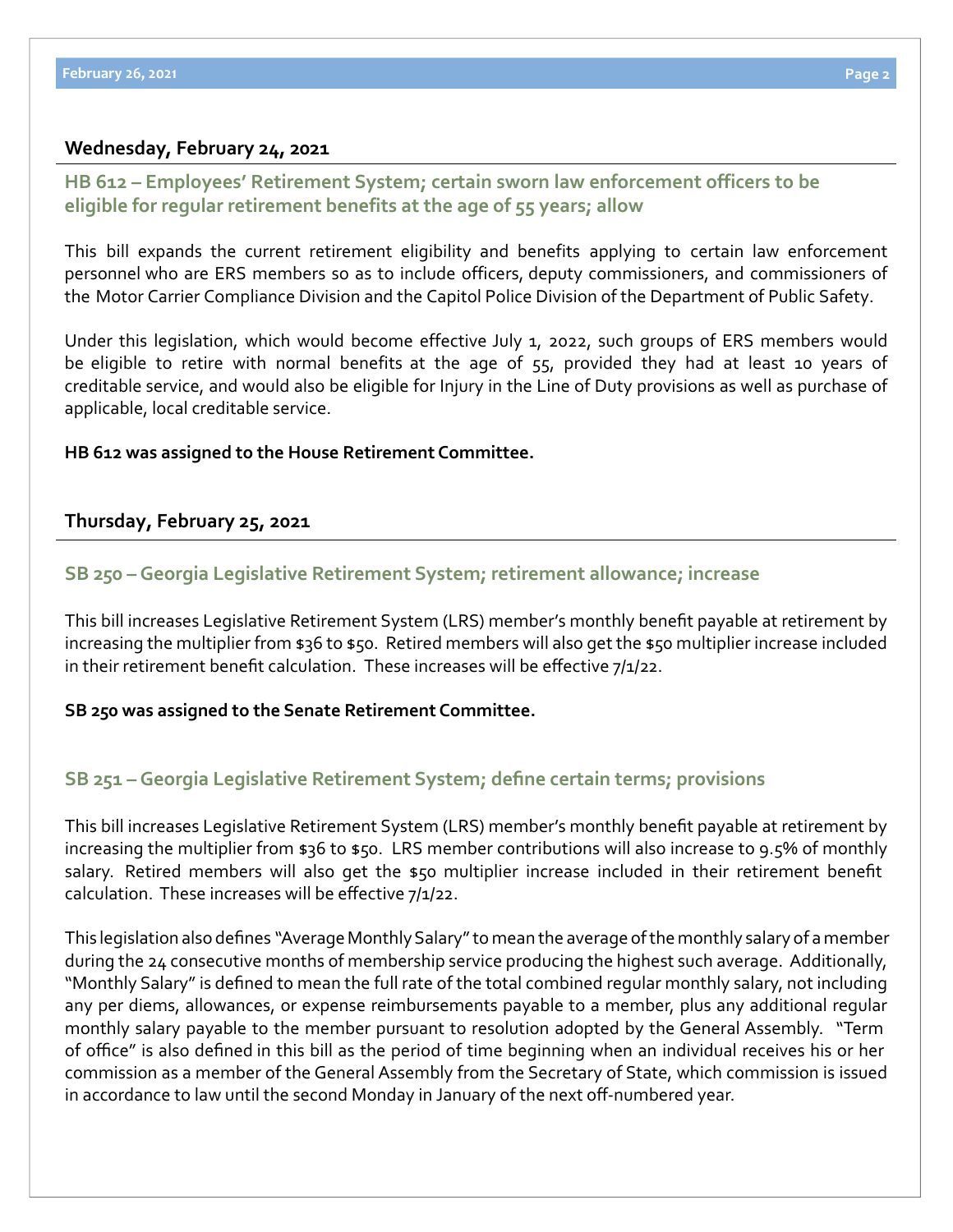## Wednesday, February 24, 2021

### HB 612 – Employees' Retirement System; certain sworn law enforcement officers to be eligible for regular retirement benefits at the age of 55 years; allow

This bill expands the current retirement eligibility and benefits applying to certain law enforcement personnel who are ERS members so as to include officers, deputy commissioners, and commissioners of the Motor Carrier Compliance Division and the Capitol Police Division of the Department of Public Safety.

Under this legislation, which would become effective July 1, 2022, such groups of ERS members would be eligible to retire with normal benefits at the age of 55, provided they had at least 10 years of creditable service, and would also be eligible for Injury in the Line of Duty provisions as well as purchase of applicable, local creditable service.

**HB 612 was assigned to the House Retirement Committee.**

## Thursday, February 25, 2021

### SB 250 – Georgia Legislative Retirement System; retirement allowance; increase

This bill increases Legislative Retirement System (LRS) member's monthly benefit payable at retirement by increasing the multiplier from $36 to $50. Retired members will also get the $50 multiplier increase included in their retirement benefit calculation. These increases will be effective 7/1/22.

**SB 250 was assigned to the Senate Retirement Committee.**

### SB 251 – Georgia Legislative Retirement System; define certain terms; provisions

This bill increases Legislative Retirement System (LRS) member's monthly benefit payable at retirement by increasing the multiplier from $36 to $50. LRS member contributions will also increase to 9.5% of monthly salary. Retired members will also get the $50 multiplier increase included in their retirement benefit calculation. These increases will be effective 7/1/22.

This legislation also defines "Average Monthly Salary" to mean the average of the monthly salary of a member during the 24 consecutive months of membership service producing the highest such average. Additionally, "Monthly Salary" is defined to mean the full rate of the total combined regular monthly salary, not including any per diems, allowances, or expense reimbursements payable to a member, plus any additional regular monthly salary payable to the member pursuant to resolution adopted by the General Assembly. "Term of office" is also defined in this bill as the period of time beginning when an individual receives his or her commission as a member of the General Assembly from the Secretary of State, which commission is issued in accordance to law until the second Monday in January of the next off-numbered year.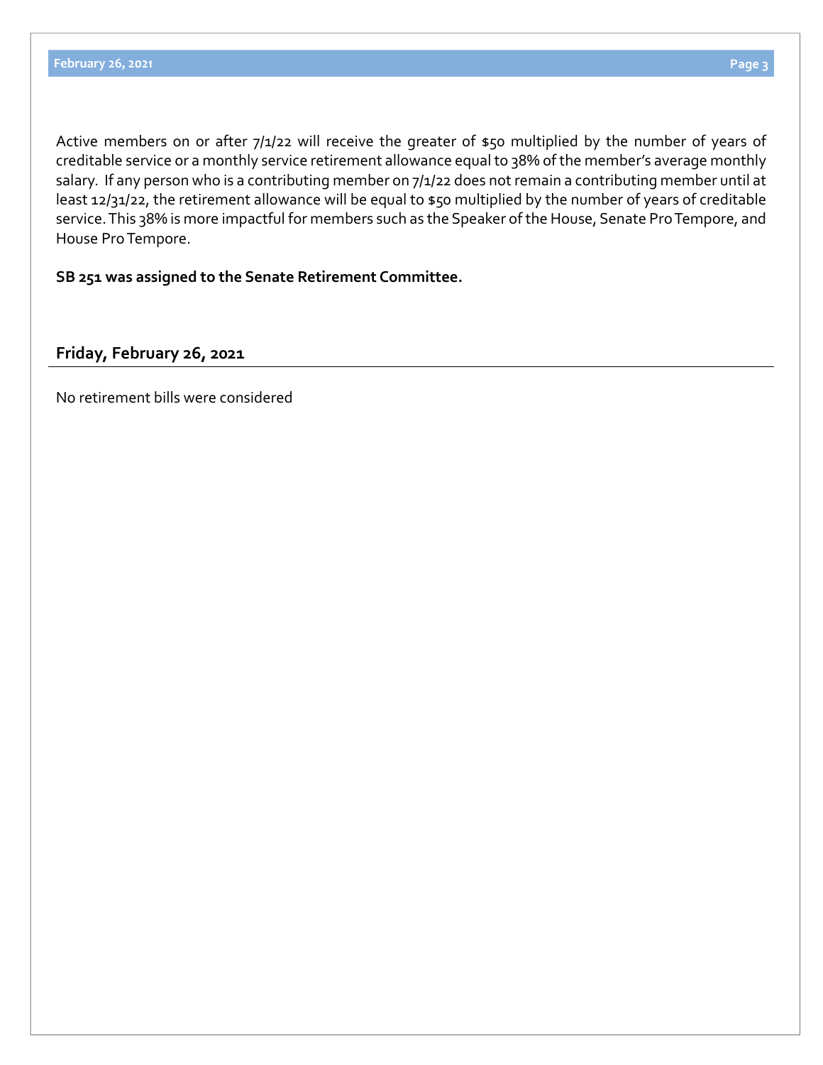Active members on or after 7/1/22 will receive the greater of $50 multiplied by the number of years of creditable service or a monthly service retirement allowance equal to 38% of the member's average monthly salary. If any person who is a contributing member on 7/1/22 does not remain a contributing member until at least 12/31/22, the retirement allowance will be equal to $50 multiplied by the number of years of creditable service. This 38% is more impactful for members such as the Speaker of the House, Senate Pro Tempore, and House Pro Tempore.

**SB 251 was assigned to the Senate Retirement Committee.**

## Friday, February 26, 2021

No retirement bills were considered